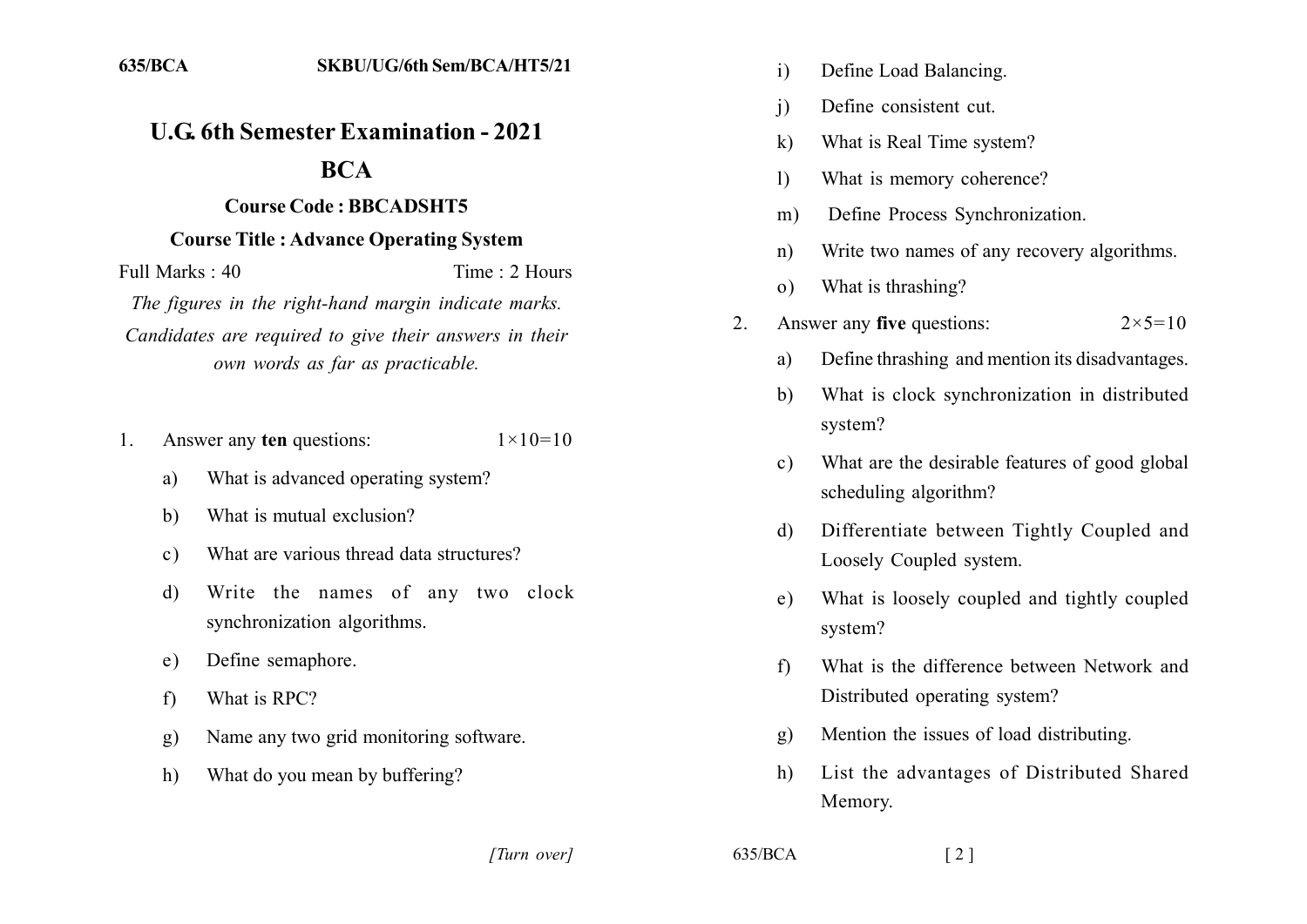635/BCA SKBU/UG/6th Sem/BCA/HT5/21

# U.G. 6th Semester Examination - 2021

## BCA

### Course Code : BBCADSHT5

### Course Title : Advance Operating System

Full Marks : 40 Time : 2 Hours

*The figures in the right-hand margin indicate marks.*

*Candidates are required to give their answers in their own words as far as practicable.*

1. Answer any **ten** questions: 1×10=10

   a) What is advanced operating system?

   b) What is mutual exclusion?

   c) What are various thread data structures?

   d) Write the names of any two clock synchronization algorithms.

   e) Define semaphore.

   f) What is RPC?

   g) Name any two grid monitoring software.

   h) What do you mean by buffering?

   i) Define Load Balancing.

   j) Define consistent cut.

   k) What is Real Time system?

   l) What is memory coherence?

   m) Define Process Synchronization.

   n) Write two names of any recovery algorithms.

   o) What is thrashing?

2. Answer any **five** questions: 2×5=10

   a) Define thrashing and mention its disadvantages.

   b) What is clock synchronization in distributed system?

   c) What are the desirable features of good global scheduling algorithm?

   d) Differentiate between Tightly Coupled and Loosely Coupled system.

   e) What is loosely coupled and tightly coupled system?

   f) What is the difference between Network and Distributed operating system?

   g) Mention the issues of load distributing.

   h) List the advantages of Distributed Shared Memory.

*[Turn over]*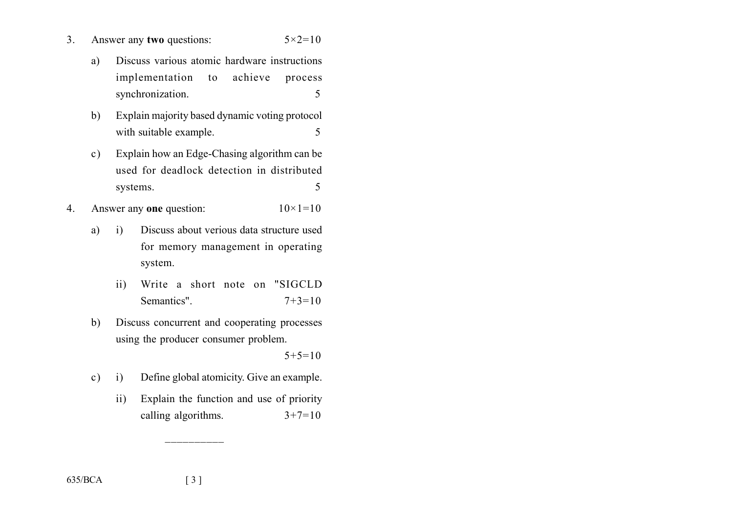3. Answer any **two** questions: 5×2=10

   a) Discuss various atomic hardware instructions implementation to achieve process synchronization. 5

   b) Explain majority based dynamic voting protocol with suitable example. 5

   c) Explain how an Edge-Chasing algorithm can be used for deadlock detection in distributed systems. 5

4. Answer any **one** question: 10×1=10

   a) i) Discuss about verious data structure used for memory management in operating system.

      ii) Write a short note on "SIGCLD Semantics". 7+3=10

   b) Discuss concurrent and cooperating processes using the producer consumer problem. 5+5=10

   c) i) Define global atomicity. Give an example.

      ii) Explain the function and use of priority calling algorithms. 3+7=10

__________